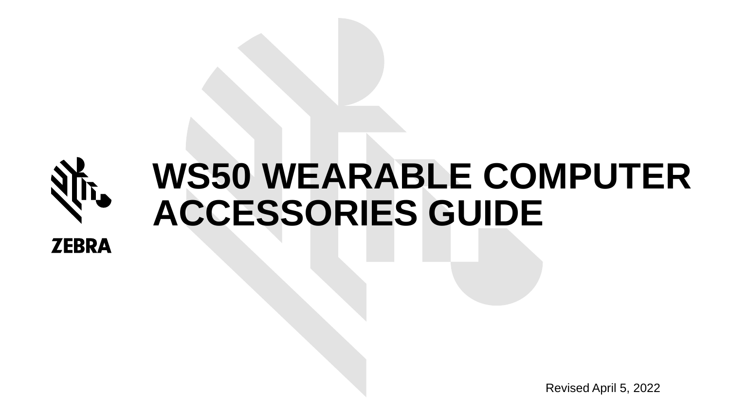ZEBRA

# WS50 WEARABLE COMPUTER ACCESSORIES GUIDE

Revised April 5, 2022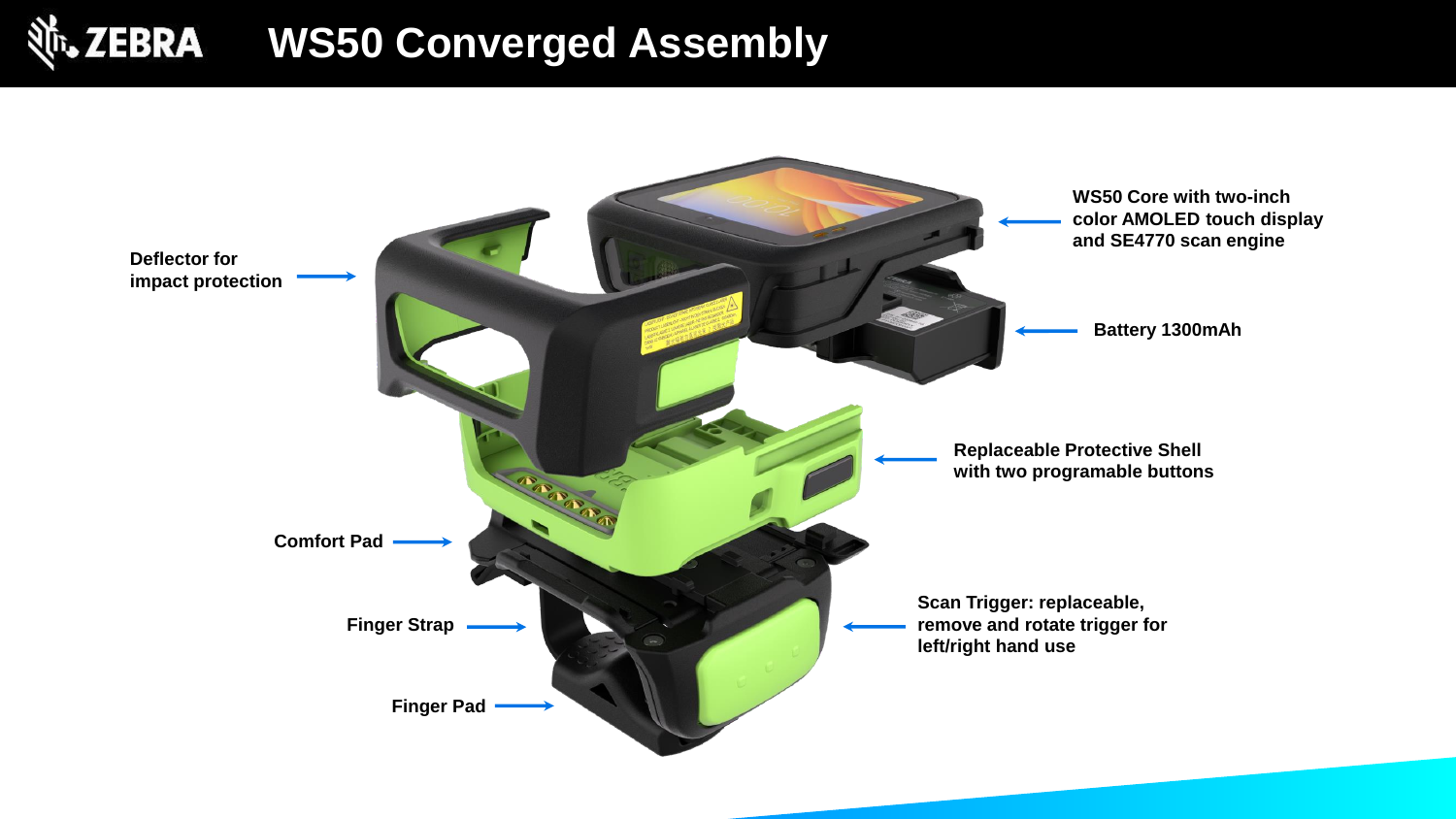# WS50 Converged Assembly

- Deflector for impact protection
- WS50 Core with two-inch color AMOLED touch display and SE4770 scan engine
- Battery 1300mAh
- Replaceable Protective Shell with two programable buttons
- Comfort Pad
- Finger Strap
- Scan Trigger: replaceable, remove and rotate trigger for left/right hand use
- Finger Pad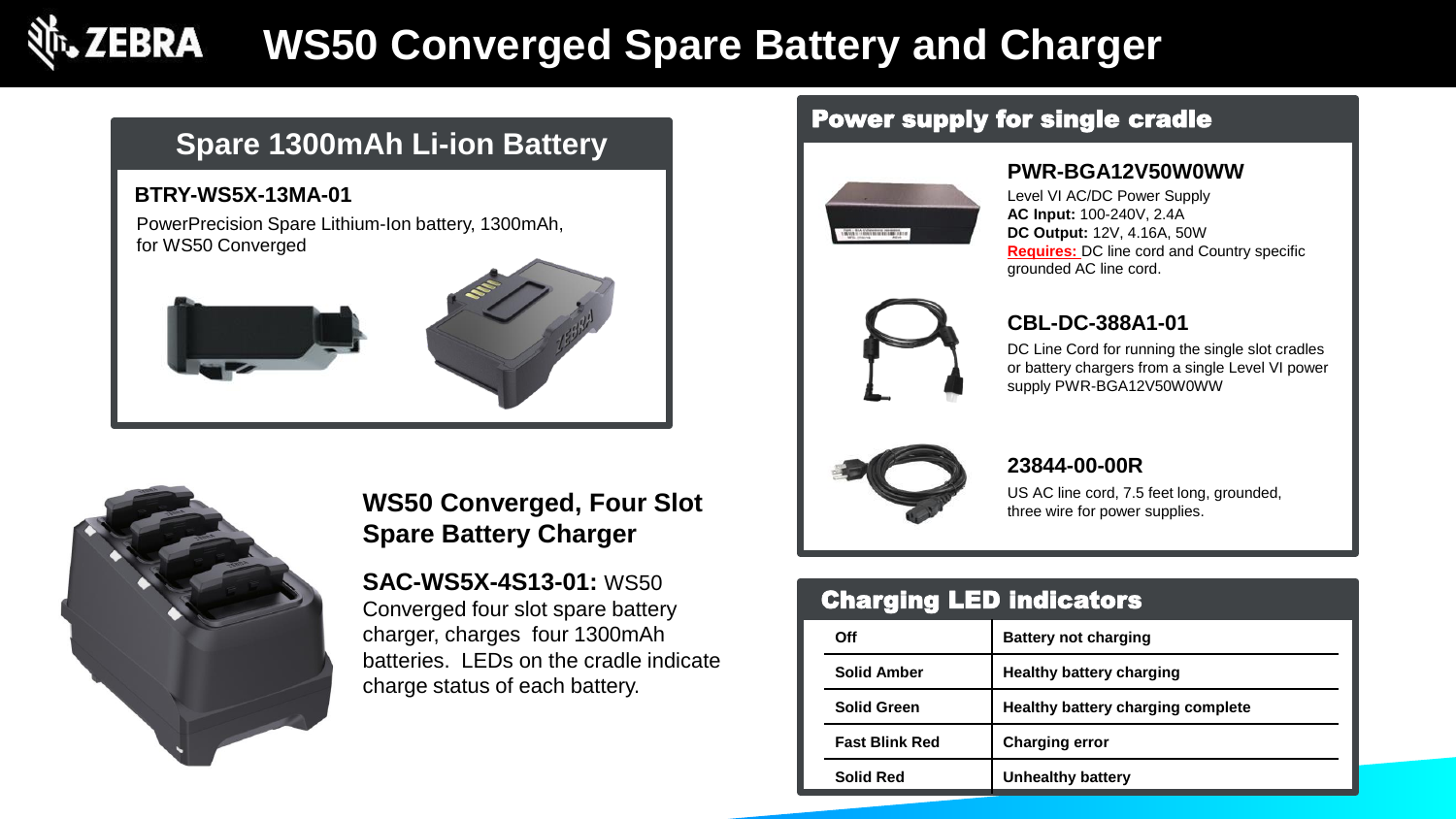# WS50 Converged Spare Battery and Charger

## Spare 1300mAh Li-ion Battery

**BTRY-WS5X-13MA-01**

PowerPrecision Spare Lithium-Ion battery, 1300mAh, for WS50 Converged

## WS50 Converged, Four Slot Spare Battery Charger

**SAC-WS5X-4S13-01:** WS50 Converged four slot spare battery charger, charges four 1300mAh batteries. LEDs on the cradle indicate charge status of each battery.

## Power supply for single cradle

### PWR-BGA12V50W0WW

Level VI AC/DC Power Supply
**AC Input:** 100-240V, 2.4A
**DC Output:** 12V, 4.16A, 50W
**Requires:** DC line cord and Country specific grounded AC line cord.

### CBL-DC-388A1-01

DC Line Cord for running the single slot cradles or battery chargers from a single Level VI power supply PWR-BGA12V50W0WW

### 23844-00-00R

US AC line cord, 7.5 feet long, grounded, three wire for power supplies.

## Charging LED indicators

| | |
|---|---|
| **Off** | **Battery not charging** |
| **Solid Amber** | **Healthy battery charging** |
| **Solid Green** | **Healthy battery charging complete** |
| **Fast Blink Red** | **Charging error** |
| **Solid Red** | **Unhealthy battery** |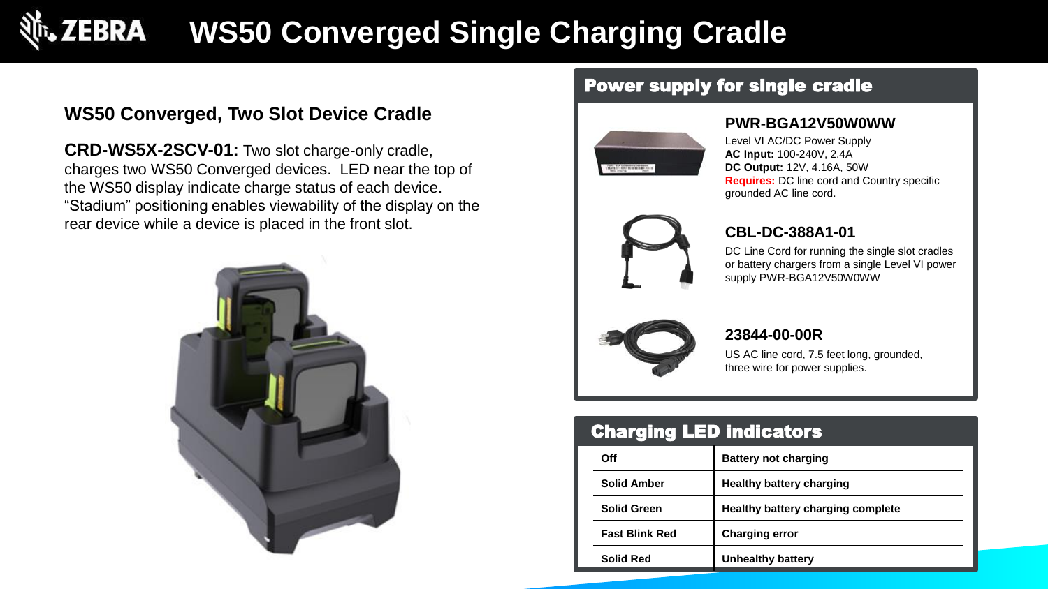# WS50 Converged Single Charging Cradle

## WS50 Converged, Two Slot Device Cradle

**CRD-WS5X-2SCV-01:** Two slot charge-only cradle, charges two WS50 Converged devices. LED near the top of the WS50 display indicate charge status of each device. "Stadium" positioning enables viewability of the display on the rear device while a device is placed in the front slot.

## Power supply for single cradle

### PWR-BGA12V50W0WW

Level VI AC/DC Power Supply
**AC Input:** 100-240V, 2.4A
**DC Output:** 12V, 4.16A, 50W
**Requires:** DC line cord and Country specific grounded AC line cord.

### CBL-DC-388A1-01

DC Line Cord for running the single slot cradles or battery chargers from a single Level VI power supply PWR-BGA12V50W0WW

### 23844-00-00R

US AC line cord, 7.5 feet long, grounded, three wire for power supplies.

## Charging LED indicators

| | |
|---|---|
| **Off** | **Battery not charging** |
| **Solid Amber** | **Healthy battery charging** |
| **Solid Green** | **Healthy battery charging complete** |
| **Fast Blink Red** | **Charging error** |
| **Solid Red** | **Unhealthy battery** |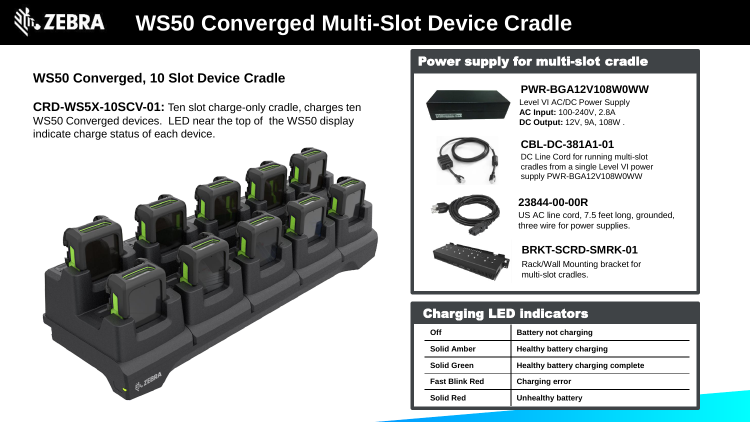# WS50 Converged Multi-Slot Device Cradle

## WS50 Converged, 10 Slot Device Cradle

**CRD-WS5X-10SCV-01:** Ten slot charge-only cradle, charges ten WS50 Converged devices. LED near the top of the WS50 display indicate charge status of each device.

## Power supply for multi-slot cradle

### PWR-BGA12V108W0WW

Level VI AC/DC Power Supply
**AC Input:** 100-240V, 2.8A
**DC Output:** 12V, 9A, 108W .

### CBL-DC-381A1-01

DC Line Cord for running multi-slot cradles from a single Level VI power supply PWR-BGA12V108W0WW

### 23844-00-00R

US AC line cord, 7.5 feet long, grounded, three wire for power supplies.

### BRKT-SCRD-SMRK-01

Rack/Wall Mounting bracket for multi-slot cradles.

## Charging LED indicators

| | |
|---|---|
| **Off** | **Battery not charging** |
| **Solid Amber** | **Healthy battery charging** |
| **Solid Green** | **Healthy battery charging complete** |
| **Fast Blink Red** | **Charging error** |
| **Solid Red** | **Unhealthy battery** |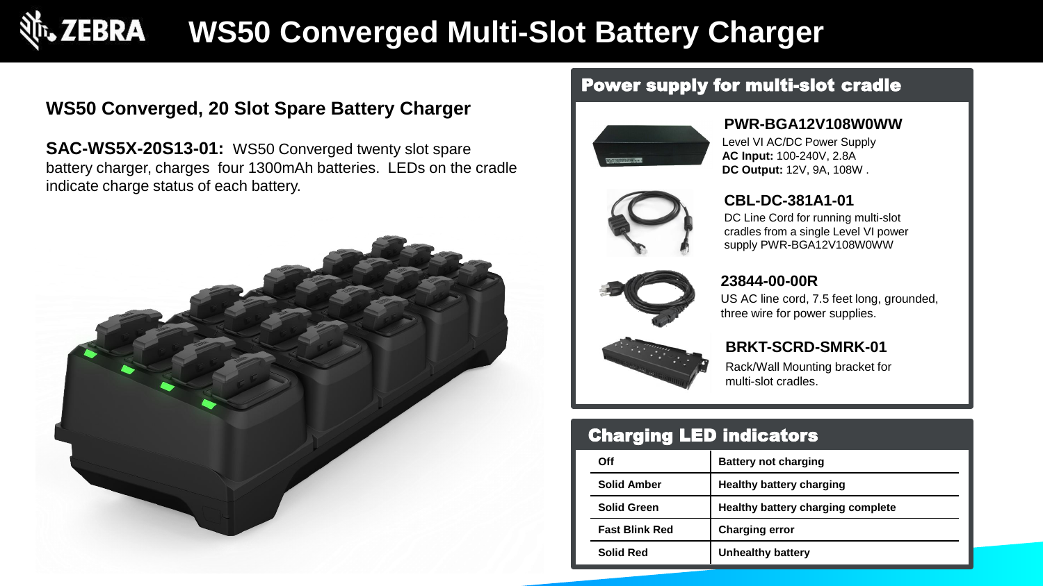# WS50 Converged Multi-Slot Battery Charger

## WS50 Converged, 20 Slot Spare Battery Charger

**SAC-WS5X-20S13-01:** WS50 Converged twenty slot spare battery charger, charges four 1300mAh batteries. LEDs on the cradle indicate charge status of each battery.

## Power supply for multi-slot cradle

### PWR-BGA12V108W0WW

Level VI AC/DC Power Supply
**AC Input:** 100-240V, 2.8A
**DC Output:** 12V, 9A, 108W .

### CBL-DC-381A1-01

DC Line Cord for running multi-slot cradles from a single Level VI power supply PWR-BGA12V108W0WW

### 23844-00-00R

US AC line cord, 7.5 feet long, grounded, three wire for power supplies.

### BRKT-SCRD-SMRK-01

Rack/Wall Mounting bracket for multi-slot cradles.

## Charging LED indicators

| LED | Status |
|---|---|
| **Off** | **Battery not charging** |
| **Solid Amber** | **Healthy battery charging** |
| **Solid Green** | **Healthy battery charging complete** |
| **Fast Blink Red** | **Charging error** |
| **Solid Red** | **Unhealthy battery** |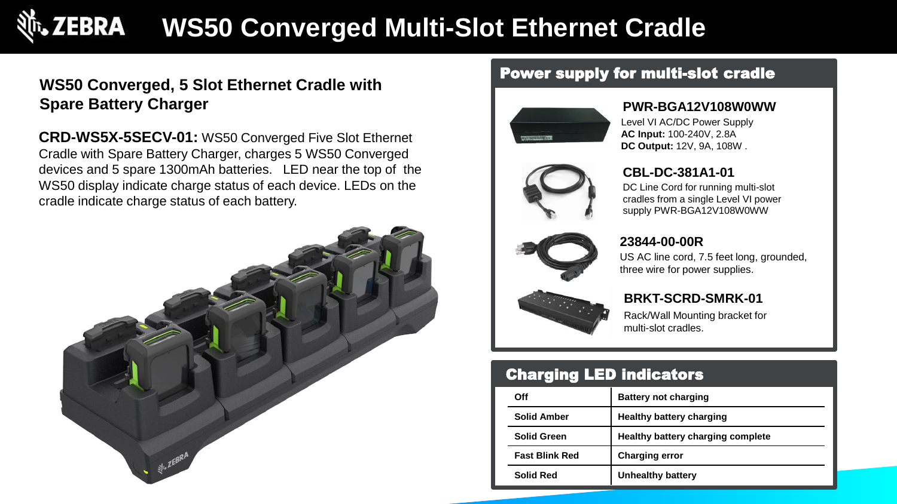# WS50 Converged Multi-Slot Ethernet Cradle

## WS50 Converged, 5 Slot Ethernet Cradle with Spare Battery Charger

**CRD-WS5X-5SECV-01:** WS50 Converged Five Slot Ethernet Cradle with Spare Battery Charger, charges 5 WS50 Converged devices and 5 spare 1300mAh batteries. LED near the top of the WS50 display indicate charge status of each device. LEDs on the cradle indicate charge status of each battery.

## Power supply for multi-slot cradle

**PWR-BGA12V108W0WW**

Level VI AC/DC Power Supply
**AC Input:** 100-240V, 2.8A
**DC Output:** 12V, 9A, 108W .

**CBL-DC-381A1-01**

DC Line Cord for running multi-slot cradles from a single Level VI power supply PWR-BGA12V108W0WW

**23844-00-00R**

US AC line cord, 7.5 feet long, grounded, three wire for power supplies.

**BRKT-SCRD-SMRK-01**

Rack/Wall Mounting bracket for multi-slot cradles.

## Charging LED indicators

| | |
|---|---|
| **Off** | **Battery not charging** |
| **Solid Amber** | **Healthy battery charging** |
| **Solid Green** | **Healthy battery charging complete** |
| **Fast Blink Red** | **Charging error** |
| **Solid Red** | **Unhealthy battery** |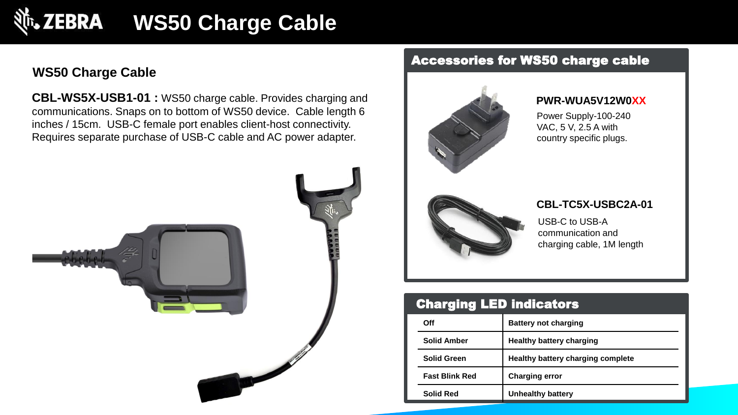# WS50 Charge Cable

## WS50 Charge Cable

**CBL-WS5X-USB1-01 :** WS50 charge cable. Provides charging and communications. Snaps on to bottom of WS50 device. Cable length 6 inches / 15cm. USB-C female port enables client-host connectivity. Requires separate purchase of USB-C cable and AC power adapter.

## Accessories for WS50 charge cable

**PWR-WUA5V12W0XX**

Power Supply-100-240 VAC, 5 V, 2.5 A with country specific plugs.

**CBL-TC5X-USBC2A-01**

USB-C to USB-A communication and charging cable, 1M length

## Charging LED indicators

| | |
|---|---|
| **Off** | **Battery not charging** |
| **Solid Amber** | **Healthy battery charging** |
| **Solid Green** | **Healthy battery charging complete** |
| **Fast Blink Red** | **Charging error** |
| **Solid Red** | **Unhealthy battery** |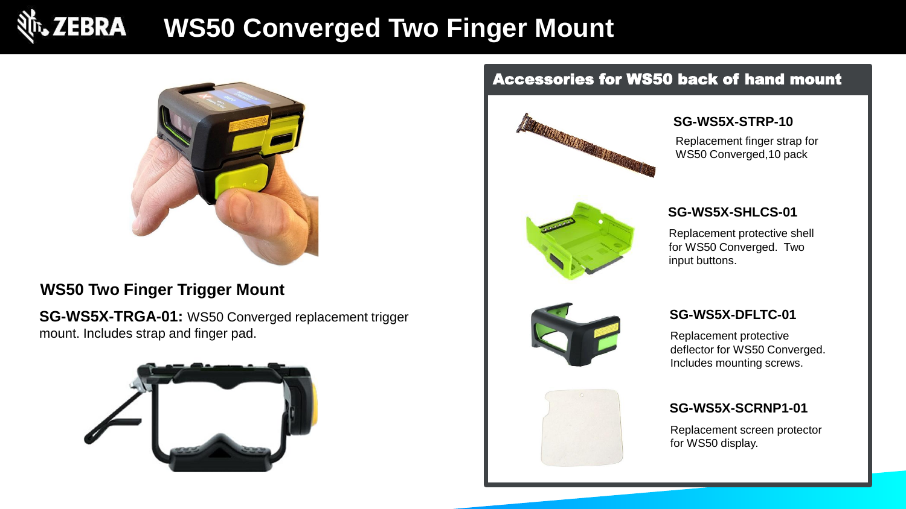# WS50 Converged Two Finger Mount

## WS50 Two Finger Trigger Mount

**SG-WS5X-TRGA-01:** WS50 Converged replacement trigger mount. Includes strap and finger pad.

## Accessories for WS50 back of hand mount

**SG-WS5X-STRP-10**

Replacement finger strap for WS50 Converged,10 pack

**SG-WS5X-SHLCS-01**

Replacement protective shell for WS50 Converged. Two input buttons.

**SG-WS5X-DFLTC-01**

Replacement protective deflector for WS50 Converged. Includes mounting screws.

**SG-WS5X-SCRNP1-01**

Replacement screen protector for WS50 display.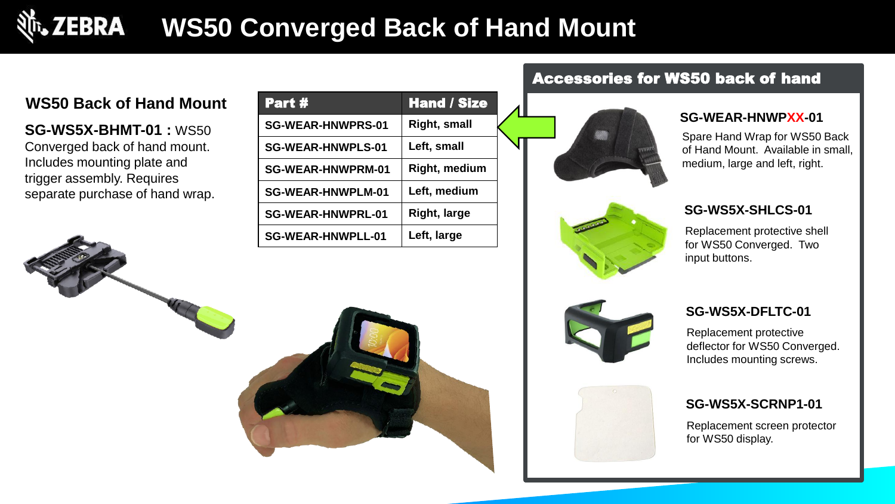# WS50 Converged Back of Hand Mount

## WS50 Back of Hand Mount

**SG-WS5X-BHMT-01 :** WS50 Converged back of hand mount. Includes mounting plate and trigger assembly. Requires separate purchase of hand wrap.

| Part # | Hand / Size |
|---|---|
| SG-WEAR-HNWPRS-01 | Right, small |
| SG-WEAR-HNWPLS-01 | Left, small |
| SG-WEAR-HNWPRM-01 | Right, medium |
| SG-WEAR-HNWPLM-01 | Left, medium |
| SG-WEAR-HNWPRL-01 | Right, large |
| SG-WEAR-HNWPLL-01 | Left, large |

## Accessories for WS50 back of hand

**SG-WEAR-HNWPXX-01**

Spare Hand Wrap for WS50 Back of Hand Mount. Available in small, medium, large and left, right.

**SG-WS5X-SHLCS-01**

Replacement protective shell for WS50 Converged. Two input buttons.

**SG-WS5X-DFLTC-01**

Replacement protective deflector for WS50 Converged. Includes mounting screws.

**SG-WS5X-SCRNP1-01**

Replacement screen protector for WS50 display.